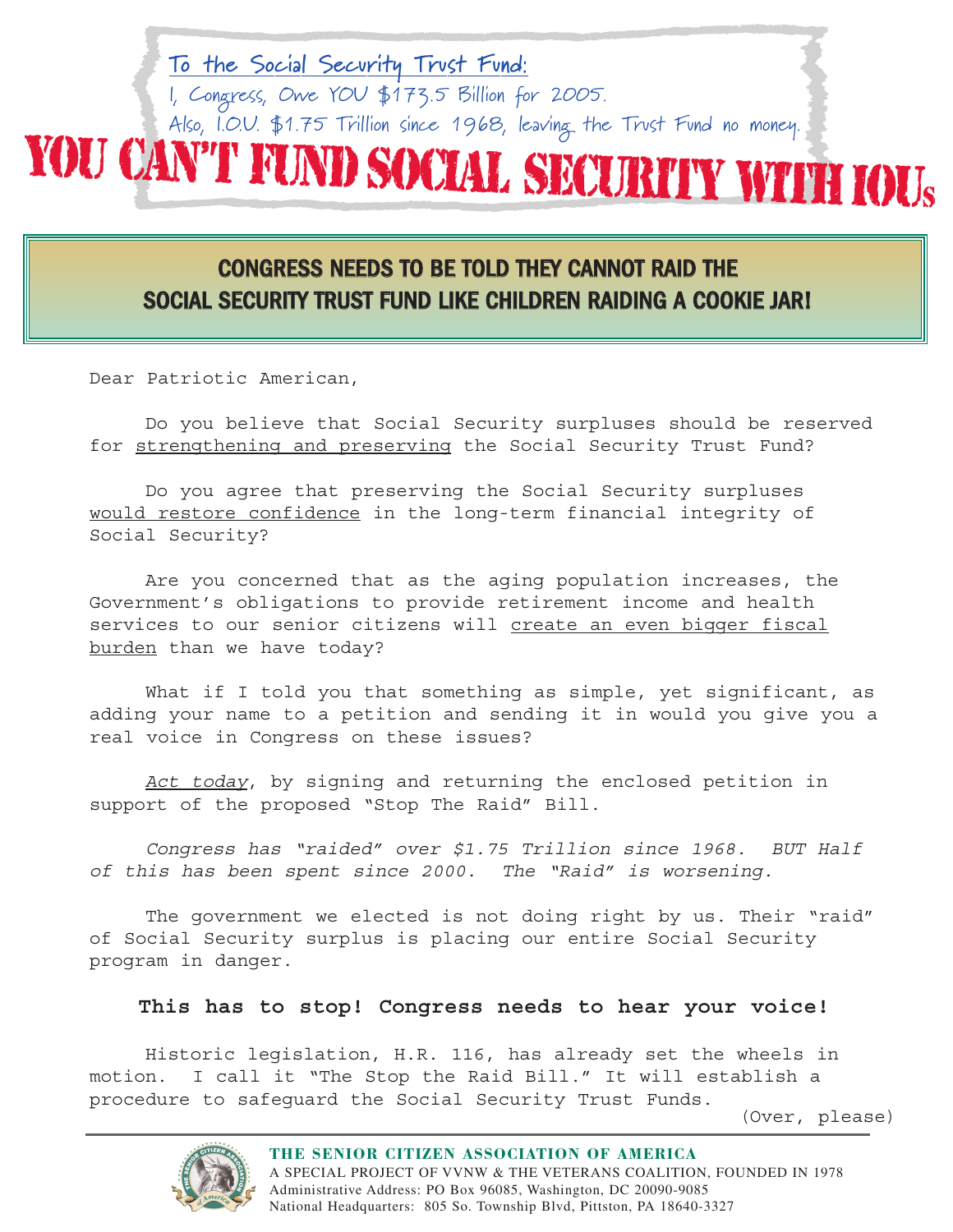To the Social Security Trust Fund:

I, Congress, Owe YOU $173.5 Billion for 2005.

Also, I.O.U. $1.75 Trillion since 1968, leaving the Trust Fund no money.

# YOU CAN'T FUND SOCIAL SECURITY WITH IOUs

## CONGRESS NEEDS TO BE TOLD THEY CANNOT RAID THE SOCIAL SECURITY TRUST FUND LIKE CHILDREN RAIDING A COOKIE JAR!

Dear Patriotic American,

Do you believe that Social Security surpluses should be reserved for strengthening and preserving the Social Security Trust Fund?

Do you agree that preserving the Social Security surpluses would restore confidence in the long-term financial integrity of Social Security?

Are you concerned that as the aging population increases, the Government's obligations to provide retirement income and health services to our senior citizens will create an even bigger fiscal burden than we have today?

What if I told you that something as simple, yet significant, as adding your name to a petition and sending it in would you give you a real voice in Congress on these issues?

*Act today*, by signing and returning the enclosed petition in support of the proposed "Stop The Raid" Bill.

*Congress has "raided" over $1.75 Trillion since 1968. BUT Half of this has been spent since 2000. The "Raid" is worsening.*

The government we elected is not doing right by us. Their "raid" of Social Security surplus is placing our entire Social Security program in danger.

**This has to stop! Congress needs to hear your voice!**

Historic legislation, H.R. 116, has already set the wheels in motion. I call it "The Stop the Raid Bill." It will establish a procedure to safeguard the Social Security Trust Funds.

(Over, please)

**THE SENIOR CITIZEN ASSOCIATION OF AMERICA**
A SPECIAL PROJECT OF VVNW & THE VETERANS COALITION, FOUNDED IN 1978
Administrative Address: PO Box 96085, Washington, DC 20090-9085
National Headquarters: 805 So. Township Blvd, Pittston, PA 18640-3327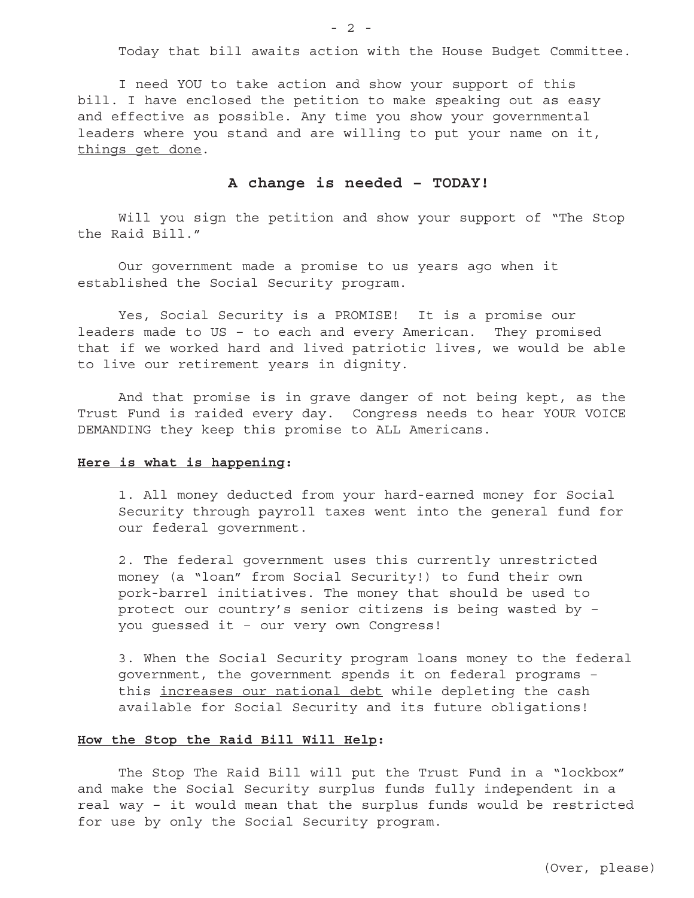Today that bill awaits action with the House Budget Committee.

I need YOU to take action and show your support of this bill. I have enclosed the petition to make speaking out as easy and effective as possible. Any time you show your governmental leaders where you stand and are willing to put your name on it, things get done.

## A change is needed – TODAY!

Will you sign the petition and show your support of "The Stop the Raid Bill."

Our government made a promise to us years ago when it established the Social Security program.

Yes, Social Security is a PROMISE! It is a promise our leaders made to US – to each and every American. They promised that if we worked hard and lived patriotic lives, we would be able to live our retirement years in dignity.

And that promise is in grave danger of not being kept, as the Trust Fund is raided every day. Congress needs to hear YOUR VOICE DEMANDING they keep this promise to ALL Americans.

**Here is what is happening:**

1. All money deducted from your hard-earned money for Social Security through payroll taxes went into the general fund for our federal government.

2. The federal government uses this currently unrestricted money (a "loan" from Social Security!) to fund their own pork-barrel initiatives. The money that should be used to protect our country's senior citizens is being wasted by – you guessed it – our very own Congress!

3. When the Social Security program loans money to the federal government, the government spends it on federal programs – this increases our national debt while depleting the cash available for Social Security and its future obligations!

**How the Stop the Raid Bill Will Help:**

The Stop The Raid Bill will put the Trust Fund in a "lockbox" and make the Social Security surplus funds fully independent in a real way – it would mean that the surplus funds would be restricted for use by only the Social Security program.

(Over, please)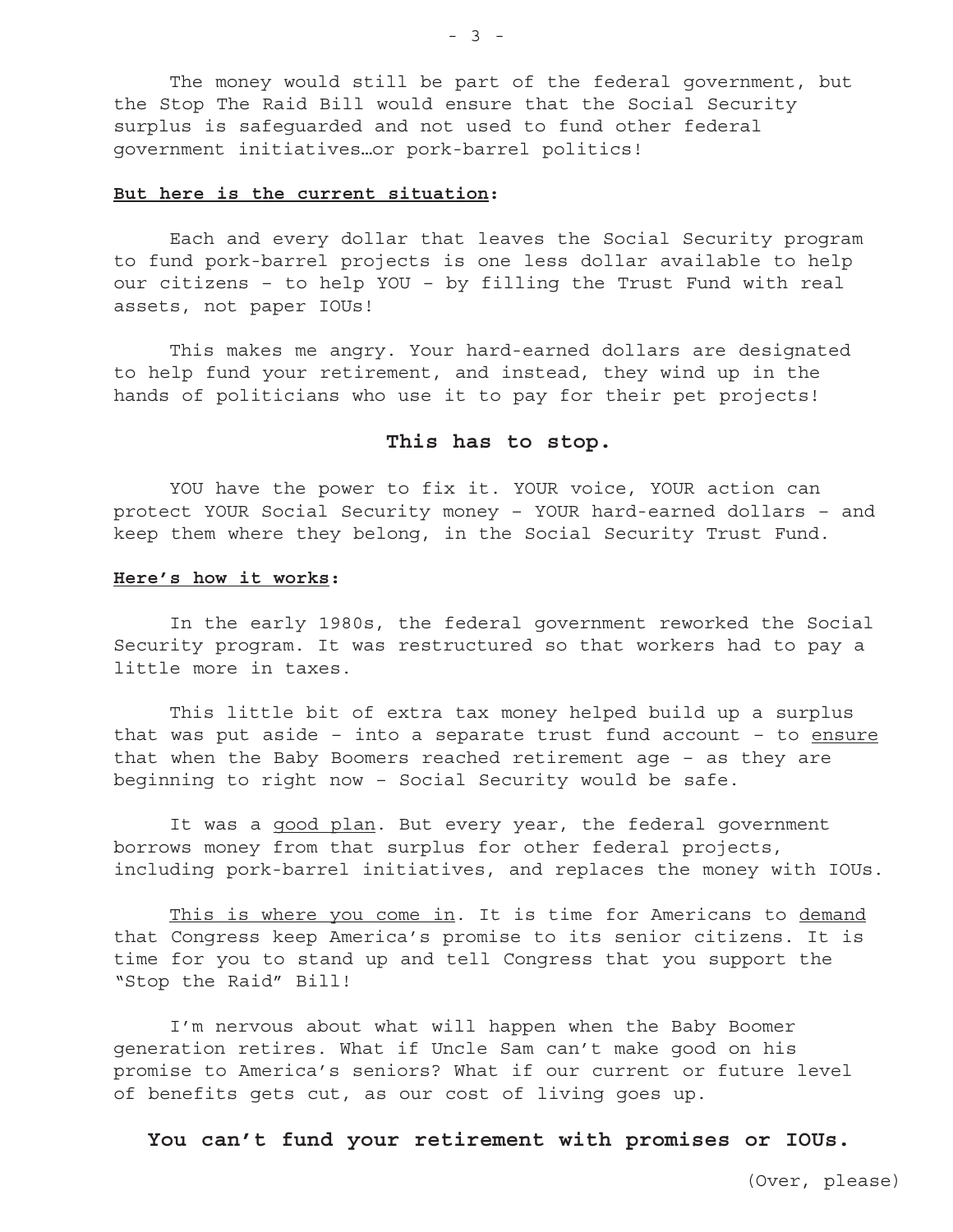The money would still be part of the federal government, but the Stop The Raid Bill would ensure that the Social Security surplus is safeguarded and not used to fund other federal government initiatives…or pork-barrel politics!

**<u>But here is the current situation</u>:**

Each and every dollar that leaves the Social Security program to fund pork-barrel projects is one less dollar available to help our citizens – to help YOU – by filling the Trust Fund with real assets, not paper IOUs!

This makes me angry. Your hard-earned dollars are designated to help fund your retirement, and instead, they wind up in the hands of politicians who use it to pay for their pet projects!

**This has to stop.**

YOU have the power to fix it. YOUR voice, YOUR action can protect YOUR Social Security money – YOUR hard-earned dollars – and keep them where they belong, in the Social Security Trust Fund.

**<u>Here's how it works</u>:**

In the early 1980s, the federal government reworked the Social Security program. It was restructured so that workers had to pay a little more in taxes.

This little bit of extra tax money helped build up a surplus that was put aside – into a separate trust fund account – to <u>ensure</u> that when the Baby Boomers reached retirement age – as they are beginning to right now – Social Security would be safe.

It was a <u>good plan</u>. But every year, the federal government borrows money from that surplus for other federal projects, including pork-barrel initiatives, and replaces the money with IOUs.

<u>This is where you come in</u>. It is time for Americans to <u>demand</u> that Congress keep America's promise to its senior citizens. It is time for you to stand up and tell Congress that you support the "Stop the Raid" Bill!

I'm nervous about what will happen when the Baby Boomer generation retires. What if Uncle Sam can't make good on his promise to America's seniors? What if our current or future level of benefits gets cut, as our cost of living goes up.

**You can't fund your retirement with promises or IOUs.**

(Over, please)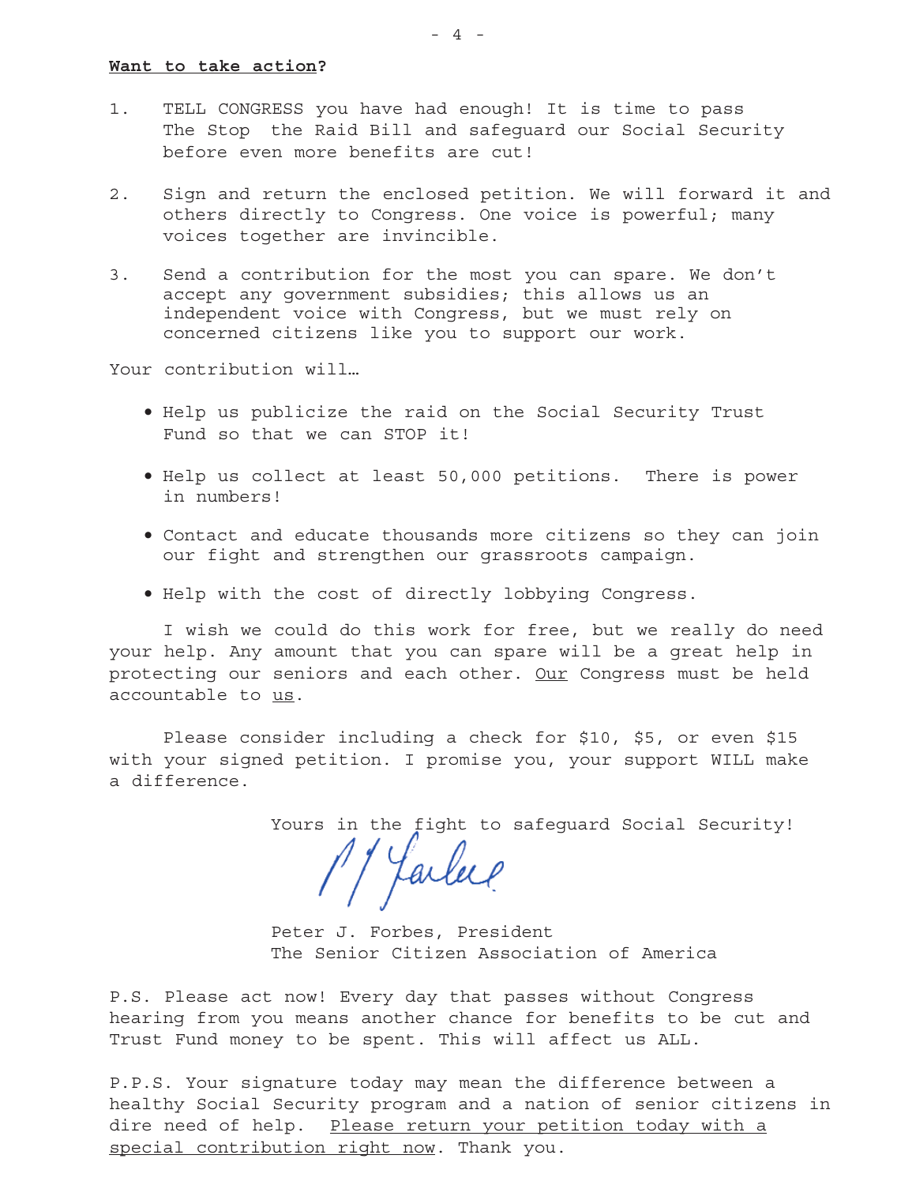**Want to take action?**

1. TELL CONGRESS you have had enough! It is time to pass The Stop the Raid Bill and safeguard our Social Security before even more benefits are cut!

2. Sign and return the enclosed petition. We will forward it and others directly to Congress. One voice is powerful; many voices together are invincible.

3. Send a contribution for the most you can spare. We don't accept any government subsidies; this allows us an independent voice with Congress, but we must rely on concerned citizens like you to support our work.

Your contribution will…

- Help us publicize the raid on the Social Security Trust Fund so that we can STOP it!

- Help us collect at least 50,000 petitions. There is power in numbers!

- Contact and educate thousands more citizens so they can join our fight and strengthen our grassroots campaign.

- Help with the cost of directly lobbying Congress.

I wish we could do this work for free, but we really do need your help. Any amount that you can spare will be a great help in protecting our seniors and each other. <u>Our</u> Congress must be held accountable to <u>us</u>.

Please consider including a check for $10, $5, or even $15 with your signed petition. I promise you, your support WILL make a difference.

Yours in the fight to safeguard Social Security!

Peter J. Forbes, President
The Senior Citizen Association of America

P.S. Please act now! Every day that passes without Congress hearing from you means another chance for benefits to be cut and Trust Fund money to be spent. This will affect us ALL.

P.P.S. Your signature today may mean the difference between a healthy Social Security program and a nation of senior citizens in dire need of help. <u>Please return your petition today with a special contribution right now</u>. Thank you.